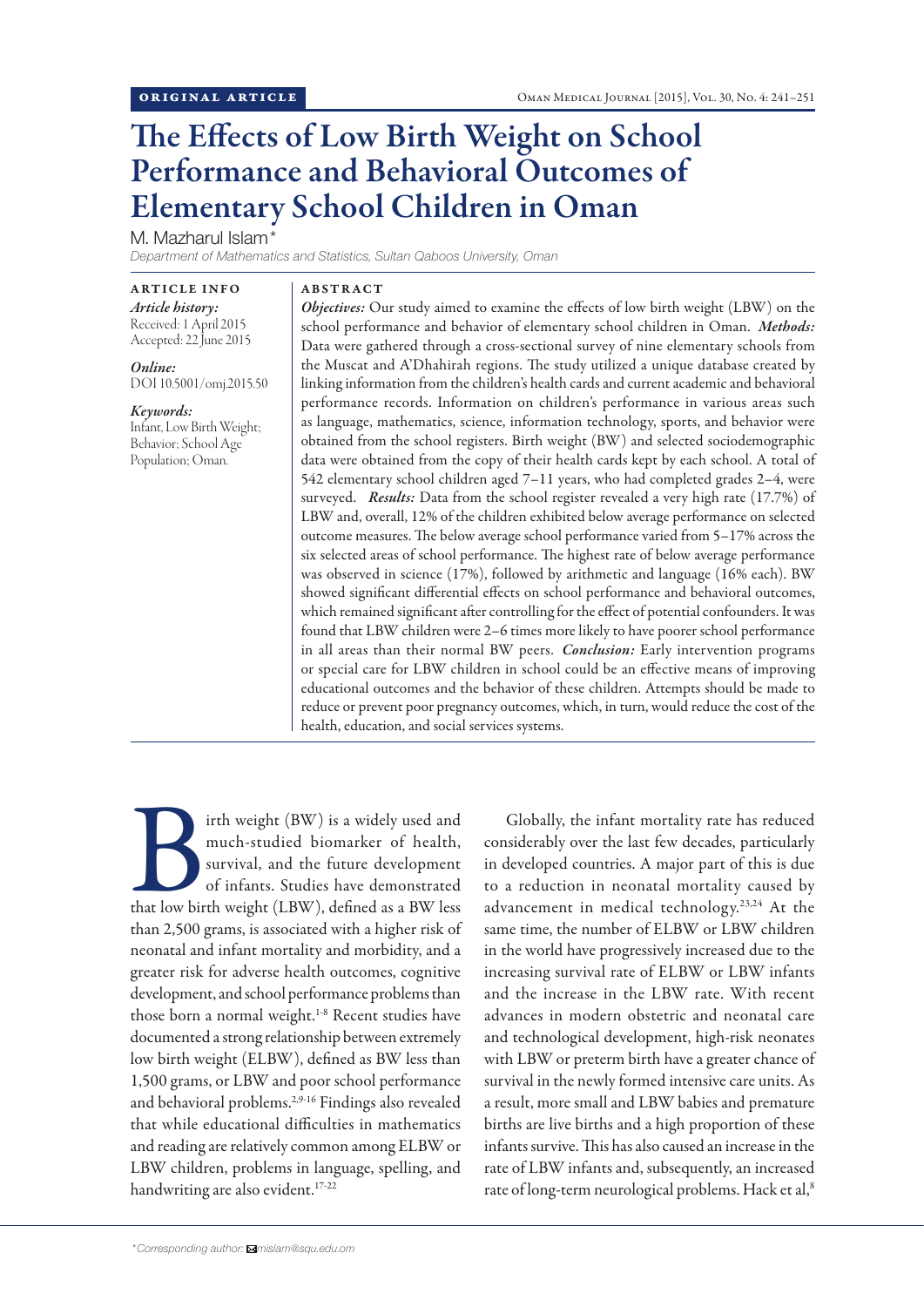ORIGINAL ARTICLE

# The Effects of Low Birth Weight on School Performance and Behavioral Outcomes of Elementary School Children in Oman

M. Mazharul Islam*

*Department of Mathematics and Statistics, Sultan Qaboos University, Oman*

## ARTICLE INFO

*Article history:*
Received: 1 April 2015
Accepted: 22 June 2015

*Online:*
DOI 10.5001/omj.2015.50

*Keywords:*
Infant, Low Birth Weight; Behavior; School Age Population; Oman.

## ABSTRACT

***Objectives:*** Our study aimed to examine the effects of low birth weight (LBW) on the school performance and behavior of elementary school children in Oman. ***Methods:*** Data were gathered through a cross-sectional survey of nine elementary schools from the Muscat and A'Dhahirah regions. The study utilized a unique database created by linking information from the children's health cards and current academic and behavioral performance records. Information on children's performance in various areas such as language, mathematics, science, information technology, sports, and behavior were obtained from the school registers. Birth weight (BW) and selected sociodemographic data were obtained from the copy of their health cards kept by each school. A total of 542 elementary school children aged 7–11 years, who had completed grades 2–4, were surveyed. ***Results:*** Data from the school register revealed a very high rate (17.7%) of LBW and, overall, 12% of the children exhibited below average performance on selected outcome measures. The below average school performance varied from 5–17% across the six selected areas of school performance. The highest rate of below average performance was observed in science (17%), followed by arithmetic and language (16% each). BW showed significant differential effects on school performance and behavioral outcomes, which remained significant after controlling for the effect of potential confounders. It was found that LBW children were 2–6 times more likely to have poorer school performance in all areas than their normal BW peers. ***Conclusion:*** Early intervention programs or special care for LBW children in school could be an effective means of improving educational outcomes and the behavior of these children. Attempts should be made to reduce or prevent poor pregnancy outcomes, which, in turn, would reduce the cost of the health, education, and social services systems.

Birth weight (BW) is a widely used and much-studied biomarker of health, survival, and the future development of infants. Studies have demonstrated that low birth weight (LBW), defined as a BW less than 2,500 grams, is associated with a higher risk of neonatal and infant mortality and morbidity, and a greater risk for adverse health outcomes, cognitive development, and school performance problems than those born a normal weight.[1-8] Recent studies have documented a strong relationship between extremely low birth weight (ELBW), defined as BW less than 1,500 grams, or LBW and poor school performance and behavioral problems.[2,9-16] Findings also revealed that while educational difficulties in mathematics and reading are relatively common among ELBW or LBW children, problems in language, spelling, and handwriting are also evident.[17-22]

Globally, the infant mortality rate has reduced considerably over the last few decades, particularly in developed countries. A major part of this is due to a reduction in neonatal mortality caused by advancement in medical technology.[23,24] At the same time, the number of ELBW or LBW children in the world have progressively increased due to the increasing survival rate of ELBW or LBW infants and the increase in the LBW rate. With recent advances in modern obstetric and neonatal care and technological development, high-risk neonates with LBW or preterm birth have a greater chance of survival in the newly formed intensive care units. As a result, more small and LBW babies and premature births are live births and a high proportion of these infants survive. This has also caused an increase in the rate of LBW infants and, subsequently, an increased rate of long-term neurological problems. Hack et al,[8]

*Corresponding author: mislam@squ.edu.om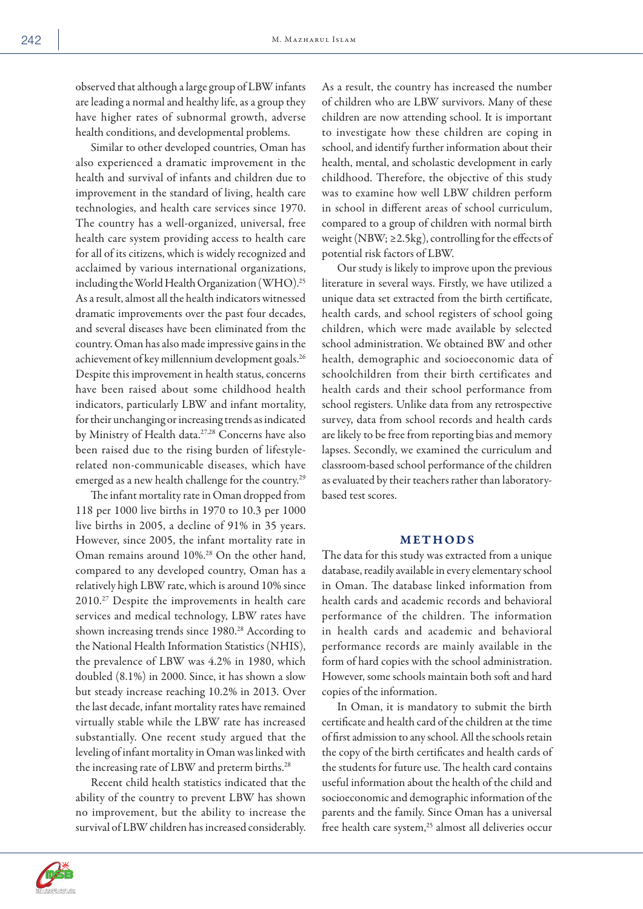observed that although a large group of LBW infants are leading a normal and healthy life, as a group they have higher rates of subnormal growth, adverse health conditions, and developmental problems.

Similar to other developed countries, Oman has also experienced a dramatic improvement in the health and survival of infants and children due to improvement in the standard of living, health care technologies, and health care services since 1970. The country has a well-organized, universal, free health care system providing access to health care for all of its citizens, which is widely recognized and acclaimed by various international organizations, including the World Health Organization (WHO).[25] As a result, almost all the health indicators witnessed dramatic improvements over the past four decades, and several diseases have been eliminated from the country. Oman has also made impressive gains in the achievement of key millennium development goals.[26] Despite this improvement in health status, concerns have been raised about some childhood health indicators, particularly LBW and infant mortality, for their unchanging or increasing trends as indicated by Ministry of Health data.[27,28] Concerns have also been raised due to the rising burden of lifestyle-related non-communicable diseases, which have emerged as a new health challenge for the country.[29]

The infant mortality rate in Oman dropped from 118 per 1000 live births in 1970 to 10.3 per 1000 live births in 2005, a decline of 91% in 35 years. However, since 2005, the infant mortality rate in Oman remains around 10%.[28] On the other hand, compared to any developed country, Oman has a relatively high LBW rate, which is around 10% since 2010.[27] Despite the improvements in health care services and medical technology, LBW rates have shown increasing trends since 1980.[28] According to the National Health Information Statistics (NHIS), the prevalence of LBW was 4.2% in 1980, which doubled (8.1%) in 2000. Since, it has shown a slow but steady increase reaching 10.2% in 2013. Over the last decade, infant mortality rates have remained virtually stable while the LBW rate has increased substantially. One recent study argued that the leveling of infant mortality in Oman was linked with the increasing rate of LBW and preterm births.[28]

Recent child health statistics indicated that the ability of the country to prevent LBW has shown no improvement, but the ability to increase the survival of LBW children has increased considerably. As a result, the country has increased the number of children who are LBW survivors. Many of these children are now attending school. It is important to investigate how these children are coping in school, and identify further information about their health, mental, and scholastic development in early childhood. Therefore, the objective of this study was to examine how well LBW children perform in school in different areas of school curriculum, compared to a group of children with normal birth weight (NBW; ≥2.5kg), controlling for the effects of potential risk factors of LBW.

Our study is likely to improve upon the previous literature in several ways. Firstly, we have utilized a unique data set extracted from the birth certificate, health cards, and school registers of school going children, which were made available by selected school administration. We obtained BW and other health, demographic and socioeconomic data of schoolchildren from their birth certificates and health cards and their school performance from school registers. Unlike data from any retrospective survey, data from school records and health cards are likely to be free from reporting bias and memory lapses. Secondly, we examined the curriculum and classroom-based school performance of the children as evaluated by their teachers rather than laboratory-based test scores.

## METHODS

The data for this study was extracted from a unique database, readily available in every elementary school in Oman. The database linked information from health cards and academic records and behavioral performance of the children. The information in health cards and academic and behavioral performance records are mainly available in the form of hard copies with the school administration. However, some schools maintain both soft and hard copies of the information.

In Oman, it is mandatory to submit the birth certificate and health card of the children at the time of first admission to any school. All the schools retain the copy of the birth certificates and health cards of the students for future use. The health card contains useful information about the health of the child and socioeconomic and demographic information of the parents and the family. Since Oman has a universal free health care system,[25] almost all deliveries occur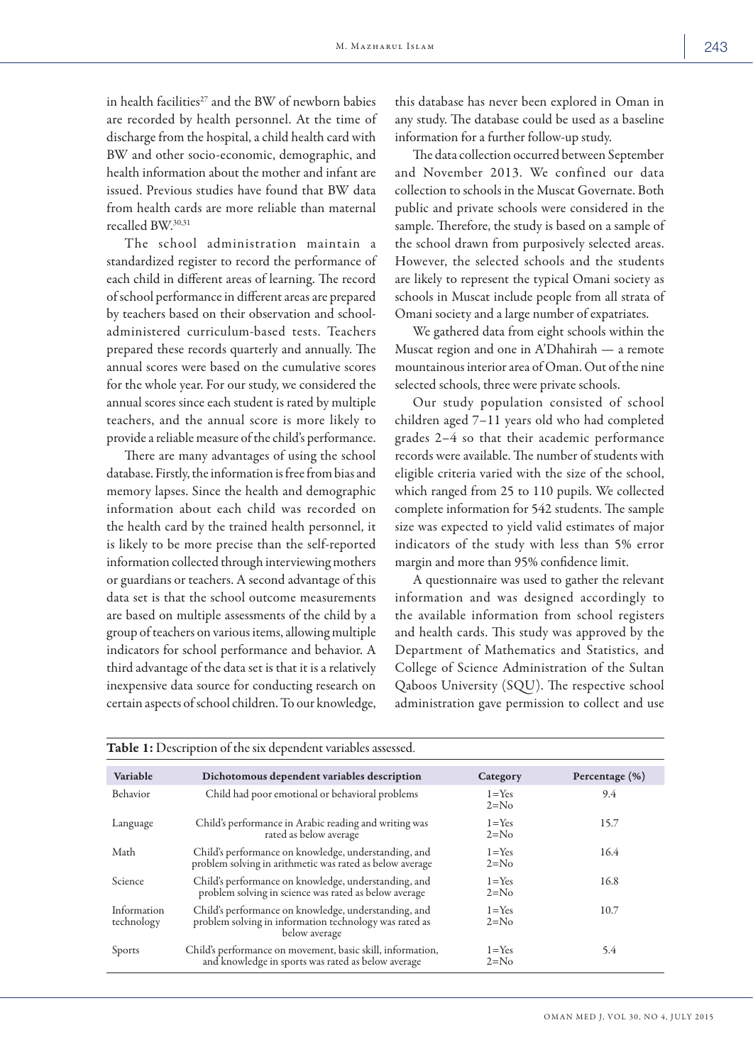in health facilities[27] and the BW of newborn babies are recorded by health personnel. At the time of discharge from the hospital, a child health card with BW and other socio-economic, demographic, and health information about the mother and infant are issued. Previous studies have found that BW data from health cards are more reliable than maternal recalled BW.[30,31]

The school administration maintain a standardized register to record the performance of each child in different areas of learning. The record of school performance in different areas are prepared by teachers based on their observation and school-administered curriculum-based tests. Teachers prepared these records quarterly and annually. The annual scores were based on the cumulative scores for the whole year. For our study, we considered the annual scores since each student is rated by multiple teachers, and the annual score is more likely to provide a reliable measure of the child's performance.

There are many advantages of using the school database. Firstly, the information is free from bias and memory lapses. Since the health and demographic information about each child was recorded on the health card by the trained health personnel, it is likely to be more precise than the self-reported information collected through interviewing mothers or guardians or teachers. A second advantage of this data set is that the school outcome measurements are based on multiple assessments of the child by a group of teachers on various items, allowing multiple indicators for school performance and behavior. A third advantage of the data set is that it is a relatively inexpensive data source for conducting research on certain aspects of school children. To our knowledge, this database has never been explored in Oman in any study. The database could be used as a baseline information for a further follow-up study.

The data collection occurred between September and November 2013. We confined our data collection to schools in the Muscat Governate. Both public and private schools were considered in the sample. Therefore, the study is based on a sample of the school drawn from purposively selected areas. However, the selected schools and the students are likely to represent the typical Omani society as schools in Muscat include people from all strata of Omani society and a large number of expatriates.

We gathered data from eight schools within the Muscat region and one in A'Dhahirah — a remote mountainous interior area of Oman. Out of the nine selected schools, three were private schools.

Our study population consisted of school children aged 7–11 years old who had completed grades 2–4 so that their academic performance records were available. The number of students with eligible criteria varied with the size of the school, which ranged from 25 to 110 pupils. We collected complete information for 542 students. The sample size was expected to yield valid estimates of major indicators of the study with less than 5% error margin and more than 95% confidence limit.

A questionnaire was used to gather the relevant information and was designed accordingly to the available information from school registers and health cards. This study was approved by the Department of Mathematics and Statistics, and College of Science Administration of the Sultan Qaboos University (SQU). The respective school administration gave permission to collect and use

**Table 1:** Description of the six dependent variables assessed.

| Variable | Dichotomous dependent variables description | Category | Percentage (%) |
|---|---|---|---|
| Behavior | Child had poor emotional or behavioral problems | 1=Yes 2=No | 9.4 |
| Language | Child's performance in Arabic reading and writing was rated as below average | 1=Yes 2=No | 15.7 |
| Math | Child's performance on knowledge, understanding, and problem solving in arithmetic was rated as below average | 1=Yes 2=No | 16.4 |
| Science | Child's performance on knowledge, understanding, and problem solving in science was rated as below average | 1=Yes 2=No | 16.8 |
| Information technology | Child's performance on knowledge, understanding, and problem solving in information technology was rated as below average | 1=Yes 2=No | 10.7 |
| Sports | Child's performance on movement, basic skill, information, and knowledge in sports was rated as below average | 1=Yes 2=No | 5.4 |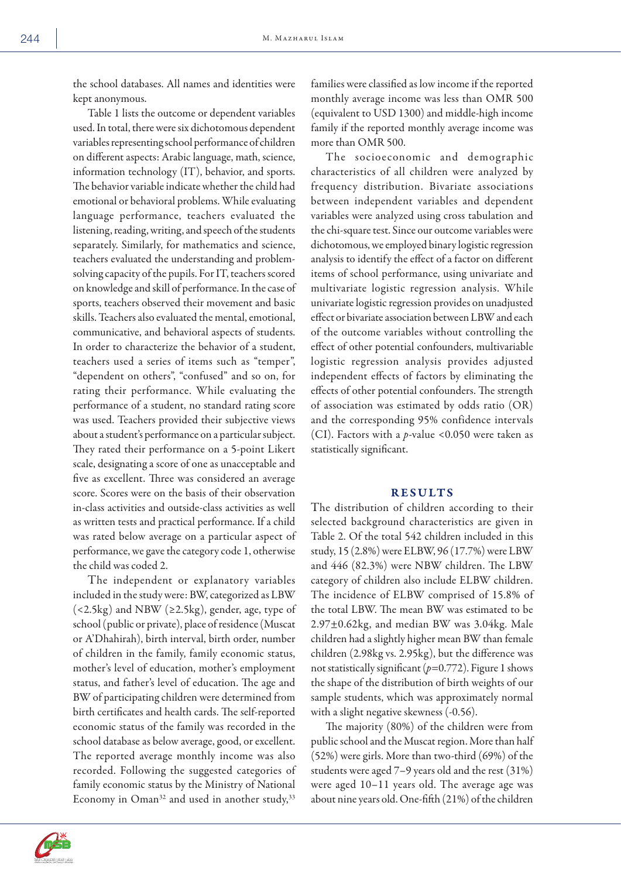the school databases. All names and identities were kept anonymous.

Table 1 lists the outcome or dependent variables used. In total, there were six dichotomous dependent variables representing school performance of children on different aspects: Arabic language, math, science, information technology (IT), behavior, and sports. The behavior variable indicate whether the child had emotional or behavioral problems. While evaluating language performance, teachers evaluated the listening, reading, writing, and speech of the students separately. Similarly, for mathematics and science, teachers evaluated the understanding and problem-solving capacity of the pupils. For IT, teachers scored on knowledge and skill of performance. In the case of sports, teachers observed their movement and basic skills. Teachers also evaluated the mental, emotional, communicative, and behavioral aspects of students. In order to characterize the behavior of a student, teachers used a series of items such as "temper", "dependent on others", "confused" and so on, for rating their performance. While evaluating the performance of a student, no standard rating score was used. Teachers provided their subjective views about a student's performance on a particular subject. They rated their performance on a 5-point Likert scale, designating a score of one as unacceptable and five as excellent. Three was considered an average score. Scores were on the basis of their observation in-class activities and outside-class activities as well as written tests and practical performance. If a child was rated below average on a particular aspect of performance, we gave the category code 1, otherwise the child was coded 2.

The independent or explanatory variables included in the study were: BW, categorized as LBW (<2.5kg) and NBW (≥2.5kg), gender, age, type of school (public or private), place of residence (Muscat or A'Dhahirah), birth interval, birth order, number of children in the family, family economic status, mother's level of education, mother's employment status, and father's level of education. The age and BW of participating children were determined from birth certificates and health cards. The self-reported economic status of the family was recorded in the school database as below average, good, or excellent. The reported average monthly income was also recorded. Following the suggested categories of family economic status by the Ministry of National Economy in Oman[32] and used in another study,[33] families were classified as low income if the reported monthly average income was less than OMR 500 (equivalent to USD 1300) and middle-high income family if the reported monthly average income was more than OMR 500.

The socioeconomic and demographic characteristics of all children were analyzed by frequency distribution. Bivariate associations between independent variables and dependent variables were analyzed using cross tabulation and the chi-square test. Since our outcome variables were dichotomous, we employed binary logistic regression analysis to identify the effect of a factor on different items of school performance, using univariate and multivariate logistic regression analysis. While univariate logistic regression provides on unadjusted effect or bivariate association between LBW and each of the outcome variables without controlling the effect of other potential confounders, multivariable logistic regression analysis provides adjusted independent effects of factors by eliminating the effects of other potential confounders. The strength of association was estimated by odds ratio (OR) and the corresponding 95% confidence intervals (CI). Factors with a $p$-value <0.050 were taken as statistically significant.

## RESULTS

The distribution of children according to their selected background characteristics are given in Table 2. Of the total 542 children included in this study, 15 (2.8%) were ELBW, 96 (17.7%) were LBW and 446 (82.3%) were NBW children. The LBW category of children also include ELBW children. The incidence of ELBW comprised of 15.8% of the total LBW. The mean BW was estimated to be 2.97±0.62kg, and median BW was 3.04kg. Male children had a slightly higher mean BW than female children (2.98kg vs. 2.95kg), but the difference was not statistically significant ($p$=0.772). Figure 1 shows the shape of the distribution of birth weights of our sample students, which was approximately normal with a slight negative skewness (-0.56).

The majority (80%) of the children were from public school and the Muscat region. More than half (52%) were girls. More than two-third (69%) of the students were aged 7–9 years old and the rest (31%) were aged 10–11 years old. The average age was about nine years old. One-fifth (21%) of the children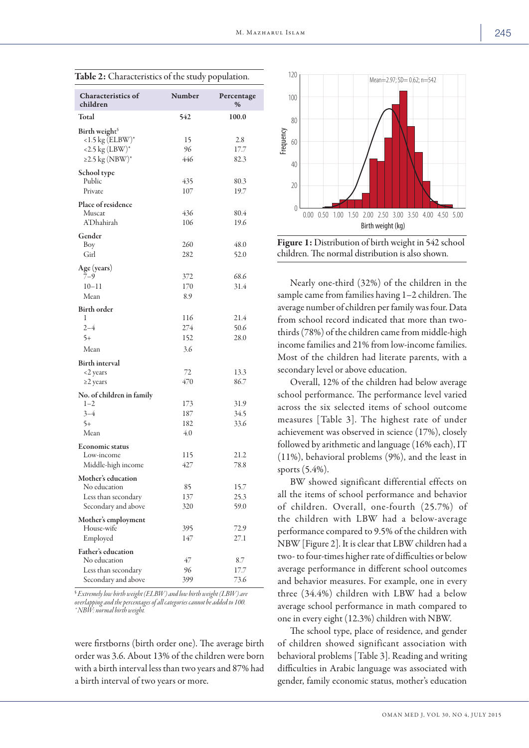**Table 2:** Characteristics of the study population.

| Characteristics of children | Number | Percentage % |
|---|---|---|
| **Total** | **542** | **100.0** |
| **Birth weight**[§] | | |
| <1.5 kg (ELBW)* | 15 | 2.8 |
| <2.5 kg (LBW)* | 96 | 17.7 |
| ≥2.5 kg (NBW)* | 446 | 82.3 |
| **School type** | | |
| Public | 435 | 80.3 |
| Private | 107 | 19.7 |
| **Place of residence** | | |
| Muscat | 436 | 80.4 |
| A'Dhahirah | 106 | 19.6 |
| **Gender** | | |
| Boy | 260 | 48.0 |
| Girl | 282 | 52.0 |
| **Age (years)** | | |
| 7–9 | 372 | 68.6 |
| 10–11 | 170 | 31.4 |
| Mean | 8.9 | |
| **Birth order** | | |
| 1 | 116 | 21.4 |
| 2–4 | 274 | 50.6 |
| 5+ | 152 | 28.0 |
| Mean | 3.6 | |
| **Birth interval** | | |
| <2 years | 72 | 13.3 |
| ≥2 years | 470 | 86.7 |
| **No. of children in family** | | |
| 1–2 | 173 | 31.9 |
| 3–4 | 187 | 34.5 |
| 5+ | 182 | 33.6 |
| Mean | 4.0 | |
| **Economic status** | | |
| Low-income | 115 | 21.2 |
| Middle-high income | 427 | 78.8 |
| **Mother's education** | | |
| No education | 85 | 15.7 |
| Less than secondary | 137 | 25.3 |
| Secondary and above | 320 | 59.0 |
| **Mother's employment** | | |
| House-wife | 395 | 72.9 |
| Employed | 147 | 27.1 |
| **Father's education** | | |
| No education | 47 | 8.7 |
| Less than secondary | 96 | 17.7 |
| Secondary and above | 399 | 73.6 |

[§] *Extremely low birth weight (ELBW) and low birth weight (LBW) are overlapping and the percentages of all categories cannot be added to 100.*
*\*NBW: normal birth weight.*

were firstborns (birth order one). The average birth order was 3.6. About 13% of the children were born with a birth interval less than two years and 87% had a birth interval of two years or more.

**Figure 1:** Distribution of birth weight in 542 school children. The normal distribution is also shown.

Nearly one-third (32%) of the children in the sample came from families having 1–2 children. The average number of children per family was four. Data from school record indicated that more than two-thirds (78%) of the children came from middle-high income families and 21% from low-income families. Most of the children had literate parents, with a secondary level or above education.

Overall, 12% of the children had below average school performance. The performance level varied across the six selected items of school outcome measures [Table 3]. The highest rate of under achievement was observed in science (17%), closely followed by arithmetic and language (16% each), IT (11%), behavioral problems (9%), and the least in sports (5.4%).

BW showed significant differential effects on all the items of school performance and behavior of children. Overall, one-fourth (25.7%) of the children with LBW had a below-average performance compared to 9.5% of the children with NBW [Figure 2]. It is clear that LBW children had a two- to four-times higher rate of difficulties or below average performance in different school outcomes and behavior measures. For example, one in every three (34.4%) children with LBW had a below average school performance in math compared to one in every eight (12.3%) children with NBW.

The school type, place of residence, and gender of children showed significant association with behavioral problems [Table 3]. Reading and writing difficulties in Arabic language was associated with gender, family economic status, mother's education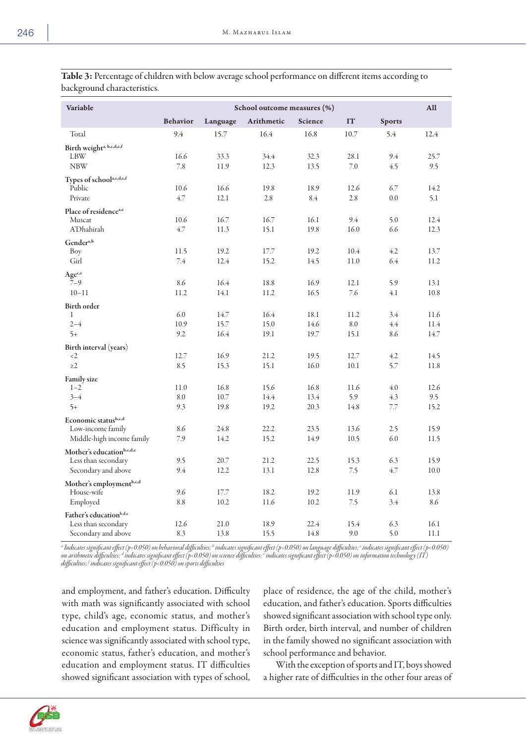**Table 3:** Percentage of children with below average school performance on different items according to background characteristics.

| Variable | School outcome measures (%) | | | | | | All |
|---|---|---|---|---|---|---|---|
| | Behavior | Language | Arithmetic | Science | IT | Sports | |
| Total | 9.4 | 15.7 | 16.4 | 16.8 | 10.7 | 5.4 | 12.4 |
| **Birth weight**[a, b,c,d,e,f] | | | | | | | |
| LBW | 16.6 | 33.3 | 34.4 | 32.3 | 28.1 | 9.4 | 25.7 |
| NBW | 7.8 | 11.9 | 12.3 | 13.5 | 7.0 | 4.5 | 9.5 |
| **Types of school**[a,c,d,e,f] | | | | | | | |
| Public | 10.6 | 16.6 | 19.8 | 18.9 | 12.6 | 6.7 | 14.2 |
| Private | 4.7 | 12.1 | 2.8 | 8.4 | 2.8 | 0.0 | 5.1 |
| **Place of residence**[a,e] | | | | | | | |
| Muscat | 10.6 | 16.7 | 16.7 | 16.1 | 9.4 | 5.0 | 12.4 |
| A'Dhahirah | 4.7 | 11.3 | 15.1 | 19.8 | 16.0 | 6.6 | 12.3 |
| **Gender**[a,b] | | | | | | | |
| Boy | 11.5 | 19.2 | 17.7 | 19.2 | 10.4 | 4.2 | 13.7 |
| Girl | 7.4 | 12.4 | 15.2 | 14.5 | 11.0 | 6.4 | 11.2 |
| **Age**[c,e] | | | | | | | |
| 7–9 | 8.6 | 16.4 | 18.8 | 16.9 | 12.1 | 5.9 | 13.1 |
| 10–11 | 11.2 | 14.1 | 11.2 | 16.5 | 7.6 | 4.1 | 10.8 |
| **Birth order** | | | | | | | |
| 1 | 6.0 | 14.7 | 16.4 | 18.1 | 11.2 | 3.4 | 11.6 |
| 2–4 | 10.9 | 15.7 | 15.0 | 14.6 | 8.0 | 4.4 | 11.4 |
| 5+ | 9.2 | 16.4 | 19.1 | 19.7 | 15.1 | 8.6 | 14.7 |
| **Birth interval (years)** | | | | | | | |
| <2 | 12.7 | 16.9 | 21.2 | 19.5 | 12.7 | 4.2 | 14.5 |
| ≥2 | 8.5 | 15.3 | 15.1 | 16.0 | 10.1 | 5.7 | 11.8 |
| **Family size** | | | | | | | |
| 1–2 | 11.0 | 16.8 | 15.6 | 16.8 | 11.6 | 4.0 | 12.6 |
| 3–4 | 8.0 | 10.7 | 14.4 | 13.4 | 5.9 | 4.3 | 9.5 |
| 5+ | 9.3 | 19.8 | 19.2 | 20.3 | 14.8 | 7.7 | 15.2 |
| **Economic status**[b,c,d] | | | | | | | |
| Low-income family | 8.6 | 24.8 | 22.2 | 23.5 | 13.6 | 2.5 | 15.9 |
| Middle-high income family | 7.9 | 14.2 | 15.2 | 14.9 | 10.5 | 6.0 | 11.5 |
| **Mother's education**[b,c,d,e] | | | | | | | |
| Less than secondary | 9.5 | 20.7 | 21.2 | 22.5 | 15.3 | 6.3 | 15.9 |
| Secondary and above | 9.4 | 12.2 | 13.1 | 12.8 | 7.5 | 4.7 | 10.0 |
| **Mother's employment**[b,c,d] | | | | | | | |
| House-wife | 9.6 | 17.7 | 18.2 | 19.2 | 11.9 | 6.1 | 13.8 |
| Employed | 8.8 | 10.2 | 11.6 | 10.2 | 7.5 | 3.4 | 8.6 |
| **Father's education**[b,d,e] | | | | | | | |
| Less than secondary | 12.6 | 21.0 | 18.9 | 22.4 | 15.4 | 6.3 | 16.1 |
| Secondary and above | 8.3 | 13.8 | 15.5 | 14.8 | 9.0 | 5.0 | 11.1 |

[a] Indicates significant effect ($p<0.050$) on behavioral difficulties; [b] indicates significant effect ($p<0.050$) on language difficulties; [c] indicates significant effect ($p<0.050$) on arithmetic difficulties; [d] indicates significant effect ($p<0.050$) on science difficulties; [e] indicates significant effect ($p<0.050$) on information technology (IT) difficulties; [f] indicates significant effect ($p<0.050$) on sports difficulties

and employment, and father's education. Difficulty with math was significantly associated with school type, child's age, economic status, and mother's education and employment status. Difficulty in science was significantly associated with school type, economic status, father's education, and mother's education and employment status. IT difficulties showed significant association with types of school, place of residence, the age of the child, mother's education, and father's education. Sports difficulties showed significant association with school type only. Birth order, birth interval, and number of children in the family showed no significant association with school performance and behavior.

With the exception of sports and IT, boys showed a higher rate of difficulties in the other four areas of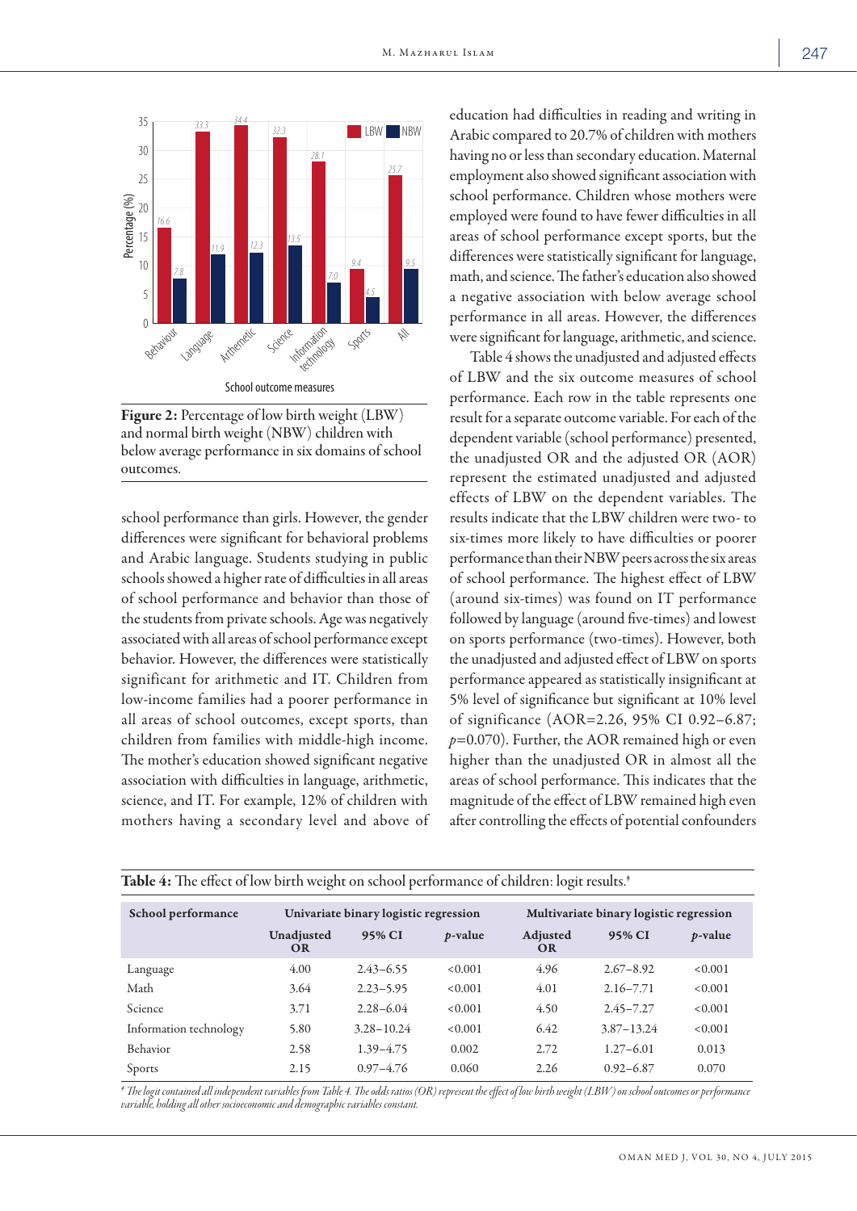Figure 2: Percentage of low birth weight (LBW) and normal birth weight (NBW) children with below average performance in six domains of school outcomes.

school performance than girls. However, the gender differences were significant for behavioral problems and Arabic language. Students studying in public schools showed a higher rate of difficulties in all areas of school performance and behavior than those of the students from private schools. Age was negatively associated with all areas of school performance except behavior. However, the differences were statistically significant for arithmetic and IT. Children from low-income families had a poorer performance in all areas of school outcomes, except sports, than children from families with middle-high income. The mother's education showed significant negative association with difficulties in language, arithmetic, science, and IT. For example, 12% of children with mothers having a secondary level and above of education had difficulties in reading and writing in Arabic compared to 20.7% of children with mothers having no or less than secondary education. Maternal employment also showed significant association with school performance. Children whose mothers were employed were found to have fewer difficulties in all areas of school performance except sports, but the differences were statistically significant for language, math, and science. The father's education also showed a negative association with below average school performance in all areas. However, the differences were significant for language, arithmetic, and science.

Table 4 shows the unadjusted and adjusted effects of LBW and the six outcome measures of school performance. Each row in the table represents one result for a separate outcome variable. For each of the dependent variable (school performance) presented, the unadjusted OR and the adjusted OR (AOR) represent the estimated unadjusted and adjusted effects of LBW on the dependent variables. The results indicate that the LBW children were two- to six-times more likely to have difficulties or poorer performance than their NBW peers across the six areas of school performance. The highest effect of LBW (around six-times) was found on IT performance followed by language (around five-times) and lowest on sports performance (two-times). However, both the unadjusted and adjusted effect of LBW on sports performance appeared as statistically insignificant at 5% level of significance but significant at 10% level of significance (AOR=2.26, 95% CI 0.92–6.87; $p$=0.070). Further, the AOR remained high or even higher than the unadjusted OR in almost all the areas of school performance. This indicates that the magnitude of the effect of LBW remained high even after controlling the effects of potential confounders

**Table 4:** The effect of low birth weight on school performance of children: logit results.[‡]

| School performance | Univariate binary logistic regression | | | Multivariate binary logistic regression | | |
|---|---|---|---|---|---|---|
| | Unadjusted OR | 95% CI | $p$-value | Adjusted OR | 95% CI | $p$-value |
| Language | 4.00 | 2.43–6.55 | <0.001 | 4.96 | 2.67–8.92 | <0.001 |
| Math | 3.64 | 2.23–5.95 | <0.001 | 4.01 | 2.16–7.71 | <0.001 |
| Science | 3.71 | 2.28–6.04 | <0.001 | 4.50 | 2.45–7.27 | <0.001 |
| Information technology | 5.80 | 3.28–10.24 | <0.001 | 6.42 | 3.87–13.24 | <0.001 |
| Behavior | 2.58 | 1.39–4.75 | 0.002 | 2.72 | 1.27–6.01 | 0.013 |
| Sports | 2.15 | 0.97–4.76 | 0.060 | 2.26 | 0.92–6.87 | 0.070 |

*[‡] The logit contained all independent variables from Table 4. The odds ratios (OR) represent the effect of low birth weight (LBW) on school outcomes or performance variable, holding all other socioeconomic and demographic variables constant.*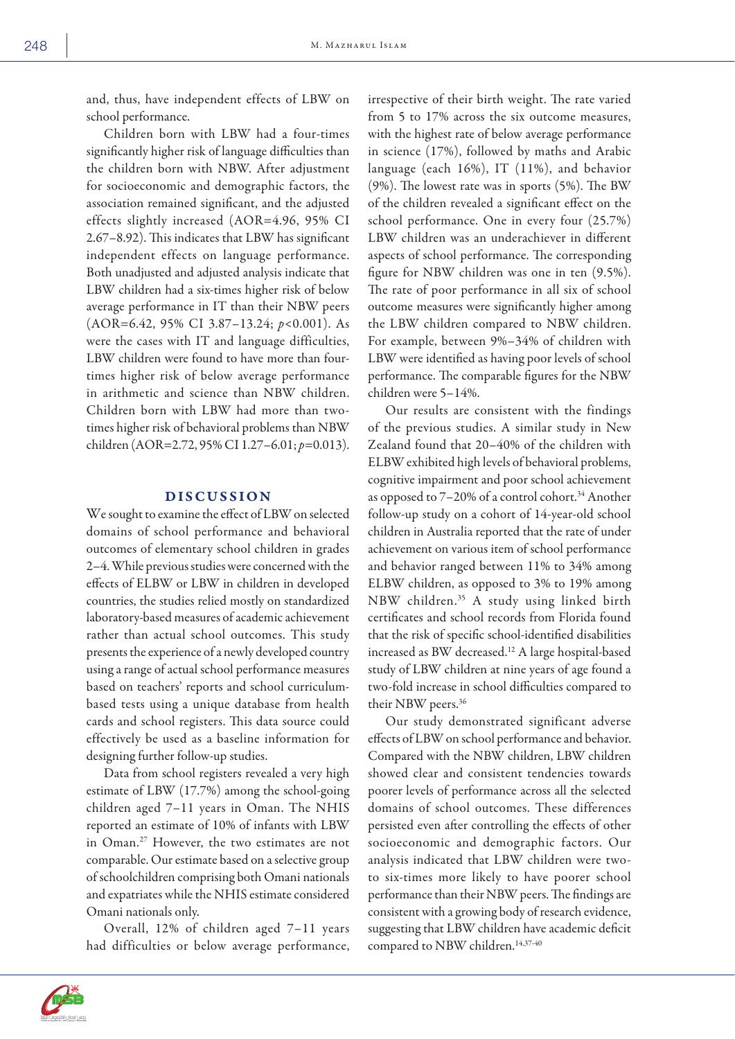and, thus, have independent effects of LBW on school performance.

Children born with LBW had a four-times significantly higher risk of language difficulties than the children born with NBW. After adjustment for socioeconomic and demographic factors, the association remained significant, and the adjusted effects slightly increased (AOR=4.96, 95% CI 2.67–8.92). This indicates that LBW has significant independent effects on language performance. Both unadjusted and adjusted analysis indicate that LBW children had a six-times higher risk of below average performance in IT than their NBW peers (AOR=6.42, 95% CI 3.87–13.24; $p<0.001$). As were the cases with IT and language difficulties, LBW children were found to have more than four-times higher risk of below average performance in arithmetic and science than NBW children. Children born with LBW had more than two-times higher risk of behavioral problems than NBW children (AOR=2.72, 95% CI 1.27–6.01; $p=0.013$).

## DISCUSSION

We sought to examine the effect of LBW on selected domains of school performance and behavioral outcomes of elementary school children in grades 2–4. While previous studies were concerned with the effects of ELBW or LBW in children in developed countries, the studies relied mostly on standardized laboratory-based measures of academic achievement rather than actual school outcomes. This study presents the experience of a newly developed country using a range of actual school performance measures based on teachers' reports and school curriculum-based tests using a unique database from health cards and school registers. This data source could effectively be used as a baseline information for designing further follow-up studies.

Data from school registers revealed a very high estimate of LBW (17.7%) among the school-going children aged 7–11 years in Oman. The NHIS reported an estimate of 10% of infants with LBW in Oman.[27] However, the two estimates are not comparable. Our estimate based on a selective group of schoolchildren comprising both Omani nationals and expatriates while the NHIS estimate considered Omani nationals only.

Overall, 12% of children aged 7–11 years had difficulties or below average performance, irrespective of their birth weight. The rate varied from 5 to 17% across the six outcome measures, with the highest rate of below average performance in science (17%), followed by maths and Arabic language (each 16%), IT (11%), and behavior (9%). The lowest rate was in sports (5%). The BW of the children revealed a significant effect on the school performance. One in every four (25.7%) LBW children was an underachiever in different aspects of school performance. The corresponding figure for NBW children was one in ten (9.5%). The rate of poor performance in all six of school outcome measures were significantly higher among the LBW children compared to NBW children. For example, between 9%–34% of children with LBW were identified as having poor levels of school performance. The comparable figures for the NBW children were 5–14%.

Our results are consistent with the findings of the previous studies. A similar study in New Zealand found that 20–40% of the children with ELBW exhibited high levels of behavioral problems, cognitive impairment and poor school achievement as opposed to 7–20% of a control cohort.[34] Another follow-up study on a cohort of 14-year-old school children in Australia reported that the rate of under achievement on various item of school performance and behavior ranged between 11% to 34% among ELBW children, as opposed to 3% to 19% among NBW children.[35] A study using linked birth certificates and school records from Florida found that the risk of specific school-identified disabilities increased as BW decreased.[12] A large hospital-based study of LBW children at nine years of age found a two-fold increase in school difficulties compared to their NBW peers.[36]

Our study demonstrated significant adverse effects of LBW on school performance and behavior. Compared with the NBW children, LBW children showed clear and consistent tendencies towards poorer levels of performance across all the selected domains of school outcomes. These differences persisted even after controlling the effects of other socioeconomic and demographic factors. Our analysis indicated that LBW children were two- to six-times more likely to have poorer school performance than their NBW peers. The findings are consistent with a growing body of research evidence, suggesting that LBW children have academic deficit compared to NBW children.[14,37-40]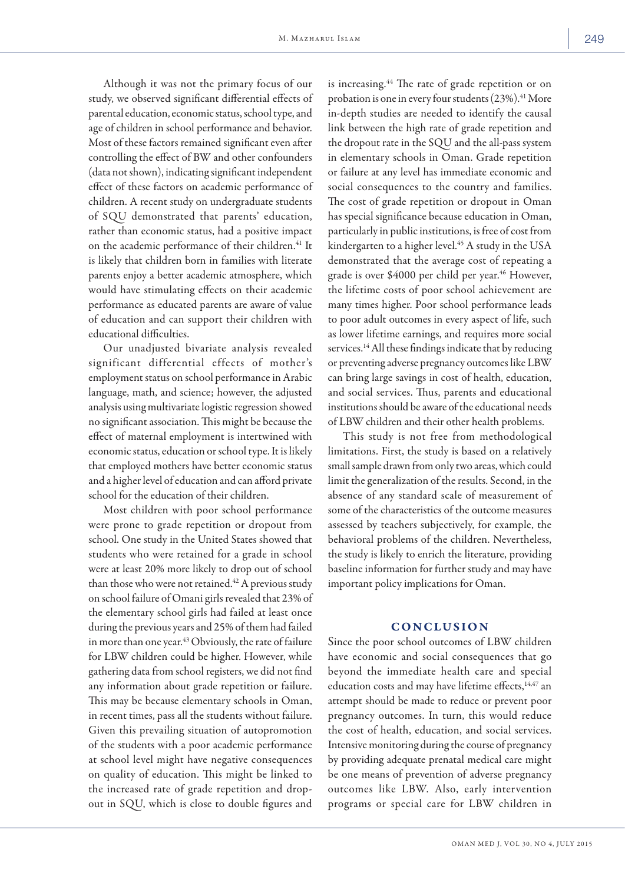Although it was not the primary focus of our study, we observed significant differential effects of parental education, economic status, school type, and age of children in school performance and behavior. Most of these factors remained significant even after controlling the effect of BW and other confounders (data not shown), indicating significant independent effect of these factors on academic performance of children. A recent study on undergraduate students of SQU demonstrated that parents' education, rather than economic status, had a positive impact on the academic performance of their children.[41] It is likely that children born in families with literate parents enjoy a better academic atmosphere, which would have stimulating effects on their academic performance as educated parents are aware of value of education and can support their children with educational difficulties.

Our unadjusted bivariate analysis revealed significant differential effects of mother's employment status on school performance in Arabic language, math, and science; however, the adjusted analysis using multivariate logistic regression showed no significant association. This might be because the effect of maternal employment is intertwined with economic status, education or school type. It is likely that employed mothers have better economic status and a higher level of education and can afford private school for the education of their children.

Most children with poor school performance were prone to grade repetition or dropout from school. One study in the United States showed that students who were retained for a grade in school were at least 20% more likely to drop out of school than those who were not retained.[42] A previous study on school failure of Omani girls revealed that 23% of the elementary school girls had failed at least once during the previous years and 25% of them had failed in more than one year.[43] Obviously, the rate of failure for LBW children could be higher. However, while gathering data from school registers, we did not find any information about grade repetition or failure. This may be because elementary schools in Oman, in recent times, pass all the students without failure. Given this prevailing situation of autopromotion of the students with a poor academic performance at school level might have negative consequences on quality of education. This might be linked to the increased rate of grade repetition and drop-out in SQU, which is close to double figures and is increasing.[44] The rate of grade repetition or on probation is one in every four students (23%).[41] More in-depth studies are needed to identify the causal link between the high rate of grade repetition and the dropout rate in the SQU and the all-pass system in elementary schools in Oman. Grade repetition or failure at any level has immediate economic and social consequences to the country and families. The cost of grade repetition or dropout in Oman has special significance because education in Oman, particularly in public institutions, is free of cost from kindergarten to a higher level.[45] A study in the USA demonstrated that the average cost of repeating a grade is over $4000 per child per year.[46] However, the lifetime costs of poor school achievement are many times higher. Poor school performance leads to poor adult outcomes in every aspect of life, such as lower lifetime earnings, and requires more social services.[14] All these findings indicate that by reducing or preventing adverse pregnancy outcomes like LBW can bring large savings in cost of health, education, and social services. Thus, parents and educational institutions should be aware of the educational needs of LBW children and their other health problems.

This study is not free from methodological limitations. First, the study is based on a relatively small sample drawn from only two areas, which could limit the generalization of the results. Second, in the absence of any standard scale of measurement of some of the characteristics of the outcome measures assessed by teachers subjectively, for example, the behavioral problems of the children. Nevertheless, the study is likely to enrich the literature, providing baseline information for further study and may have important policy implications for Oman.

## CONCLUSION

Since the poor school outcomes of LBW children have economic and social consequences that go beyond the immediate health care and special education costs and may have lifetime effects,[14,47] an attempt should be made to reduce or prevent poor pregnancy outcomes. In turn, this would reduce the cost of health, education, and social services. Intensive monitoring during the course of pregnancy by providing adequate prenatal medical care might be one means of prevention of adverse pregnancy outcomes like LBW. Also, early intervention programs or special care for LBW children in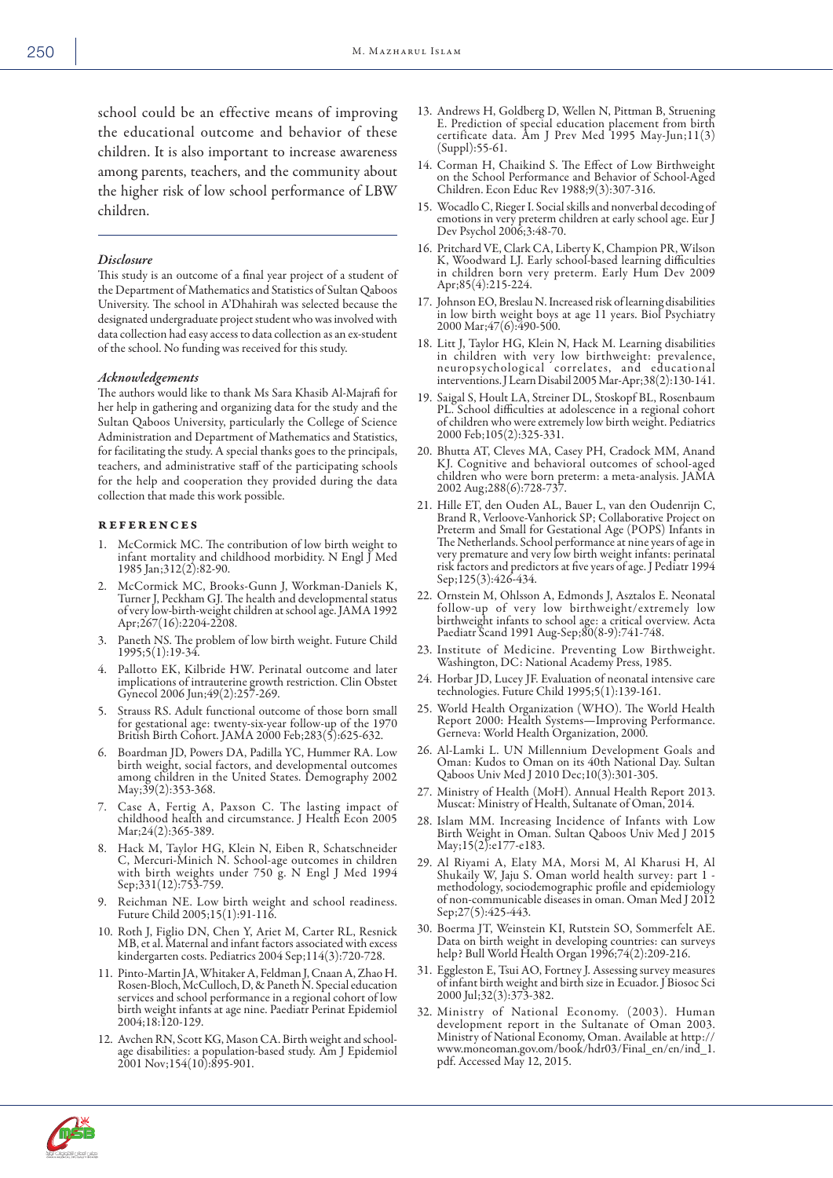school could be an effective means of improving the educational outcome and behavior of these children. It is also important to increase awareness among parents, teachers, and the community about the higher risk of low school performance of LBW children.

### *Disclosure*

This study is an outcome of a final year project of a student of the Department of Mathematics and Statistics of Sultan Qaboos University. The school in A'Dhahirah was selected because the designated undergraduate project student who was involved with data collection had easy access to data collection as an ex-student of the school. No funding was received for this study.

### *Acknowledgements*

The authors would like to thank Ms Sara Khasib Al-Majrafi for her help in gathering and organizing data for the study and the Sultan Qaboos University, particularly the College of Science Administration and Department of Mathematics and Statistics, for facilitating the study. A special thanks goes to the principals, teachers, and administrative staff of the participating schools for the help and cooperation they provided during the data collection that made this work possible.

## References

1. McCormick MC. The contribution of low birth weight to infant mortality and childhood morbidity. N Engl J Med 1985 Jan;312(2):82-90.
2. McCormick MC, Brooks-Gunn J, Workman-Daniels K, Turner J, Peckham GJ. The health and developmental status of very low-birth-weight children at school age. JAMA 1992 Apr;267(16):2204-2208.
3. Paneth NS. The problem of low birth weight. Future Child 1995;5(1):19-34.
4. Pallotto EK, Kilbride HW. Perinatal outcome and later implications of intrauterine growth restriction. Clin Obstet Gynecol 2006 Jun;49(2):257-269.
5. Strauss RS. Adult functional outcome of those born small for gestational age: twenty-six-year follow-up of the 1970 British Birth Cohort. JAMA 2000 Feb;283(5):625-632.
6. Boardman JD, Powers DA, Padilla YC, Hummer RA. Low birth weight, social factors, and developmental outcomes among children in the United States. Demography 2002 May;39(2):353-368.
7. Case A, Fertig A, Paxson C. The lasting impact of childhood health and circumstance. J Health Econ 2005 Mar;24(2):365-389.
8. Hack M, Taylor HG, Klein N, Eiben R, Schatschneider C, Mercuri-Minich N. School-age outcomes in children with birth weights under 750 g. N Engl J Med 1994 Sep;331(12):753-759.
9. Reichman NE. Low birth weight and school readiness. Future Child 2005;15(1):91-116.
10. Roth J, Figlio DN, Chen Y, Ariet M, Carter RL, Resnick MB, et al. Maternal and infant factors associated with excess kindergarten costs. Pediatrics 2004 Sep;114(3):720-728.
11. Pinto-Martin JA, Whitaker A, Feldman J, Cnaan A, Zhao H. Rosen-Bloch, McCulloch, D, & Paneth N. Special education services and school performance in a regional cohort of low birth weight infants at age nine. Paediatr Perinat Epidemiol 2004;18:120-129.
12. Avchen RN, Scott KG, Mason CA. Birth weight and school-age disabilities: a population-based study. Am J Epidemiol 2001 Nov;154(10):895-901.
13. Andrews H, Goldberg D, Wellen N, Pittman B, Struening E. Prediction of special education placement from birth certificate data. Am J Prev Med 1995 May-Jun;11(3) (Suppl):55-61.
14. Corman H, Chaikind S. The Effect of Low Birthweight on the School Performance and Behavior of School-Aged Children. Econ Educ Rev 1988;9(3):307-316.
15. Wocadlo C, Rieger I. Social skills and nonverbal decoding of emotions in very preterm children at early school age. Eur J Dev Psychol 2006;3:48-70.
16. Pritchard VE, Clark CA, Liberty K, Champion PR, Wilson K, Woodward LJ. Early school-based learning difficulties in children born very preterm. Early Hum Dev 2009 Apr;85(4):215-224.
17. Johnson EO, Breslau N. Increased risk of learning disabilities in low birth weight boys at age 11 years. Biol Psychiatry 2000 Mar;47(6):490-500.
18. Litt J, Taylor HG, Klein N, Hack M. Learning disabilities in children with very low birthweight: prevalence, neuropsychological correlates, and educational interventions. J Learn Disabil 2005 Mar-Apr;38(2):130-141.
19. Saigal S, Hoult LA, Streiner DL, Stoskopf BL, Rosenbaum PL. School difficulties at adolescence in a regional cohort of children who were extremely low birth weight. Pediatrics 2000 Feb;105(2):325-331.
20. Bhutta AT, Cleves MA, Casey PH, Cradock MM, Anand KJ. Cognitive and behavioral outcomes of school-aged children who were born preterm: a meta-analysis. JAMA 2002 Aug;288(6):728-737.
21. Hille ET, den Ouden AL, Bauer L, van den Oudenrijn C, Brand R, Verloove-Vanhorick SP; Collaborative Project on Preterm and Small for Gestational Age (POPS) Infants in The Netherlands. School performance at nine years of age in very premature and very low birth weight infants: perinatal risk factors and predictors at five years of age. J Pediatr 1994 Sep;125(3):426-434.
22. Ornstein M, Ohlsson A, Edmonds J, Asztalos E. Neonatal follow-up of very low birthweight/extremely low birthweight infants to school age: a critical overview. Acta Paediatr Scand 1991 Aug-Sep;80(8-9):741-748.
23. Institute of Medicine. Preventing Low Birthweight. Washington, DC: National Academy Press, 1985.
24. Horbar JD, Lucey JF. Evaluation of neonatal intensive care technologies. Future Child 1995;5(1):139-161.
25. World Health Organization (WHO). The World Health Report 2000: Health Systems—Improving Performance. Gerneva: World Health Organization, 2000.
26. Al-Lamki L. UN Millennium Development Goals and Oman: Kudos to Oman on its 40th National Day. Sultan Qaboos Univ Med J 2010 Dec;10(3):301-305.
27. Ministry of Health (MoH). Annual Health Report 2013. Muscat: Ministry of Health, Sultanate of Oman, 2014.
28. Islam MM. Increasing Incidence of Infants with Low Birth Weight in Oman. Sultan Qaboos Univ Med J 2015 May;15(2):e177-e183.
29. Al Riyami A, Elaty MA, Morsi M, Al Kharusi H, Al Shukaily W, Jaju S. Oman world health survey: part 1 - methodology, sociodemographic profile and epidemiology of non-communicable diseases in oman. Oman Med J 2012 Sep;27(5):425-443.
30. Boerma JT, Weinstein KI, Rutstein SO, Sommerfelt AE. Data on birth weight in developing countries: can surveys help? Bull World Health Organ 1996;74(2):209-216.
31. Eggleston E, Tsui AO, Fortney J. Assessing survey measures of infant birth weight and birth size in Ecuador. J Biosoc Sci 2000 Jul;32(3):373-382.
32. Ministry of National Economy. (2003). Human development report in the Sultanate of Oman 2003. Ministry of National Economy, Oman. Available at http://www.moneoman.gov.om/book/hdr03/Final_en/en/ind_1.pdf. Accessed May 12, 2015.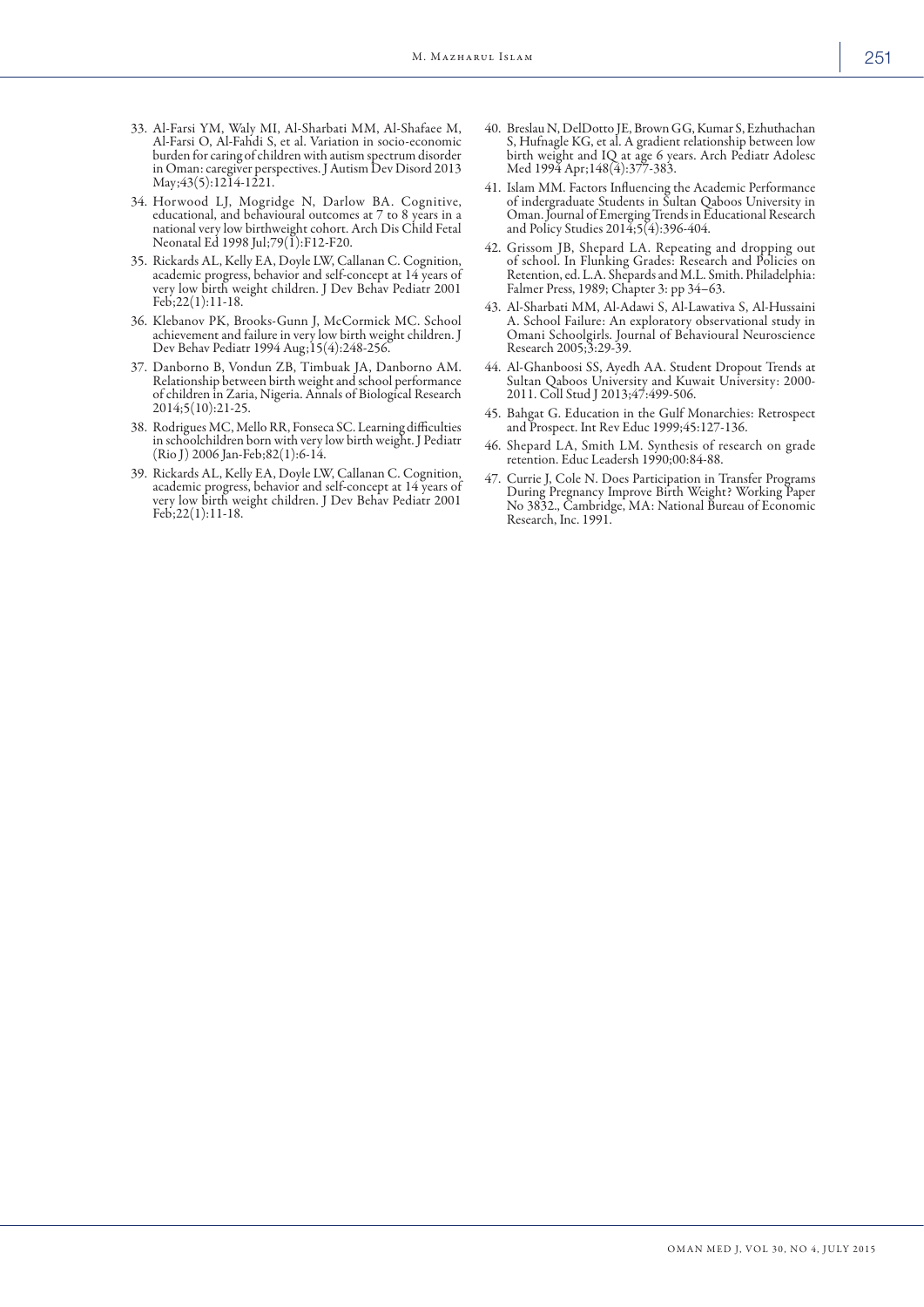33. Al-Farsi YM, Waly MI, Al-Sharbati MM, Al-Shafaee M, Al-Farsi O, Al-Fahdi S, et al. Variation in socio-economic burden for caring of children with autism spectrum disorder in Oman: caregiver perspectives. J Autism Dev Disord 2013 May;43(5):1214-1221.
34. Horwood LJ, Mogridge N, Darlow BA. Cognitive, educational, and behavioural outcomes at 7 to 8 years in a national very low birthweight cohort. Arch Dis Child Fetal Neonatal Ed 1998 Jul;79(1):F12-F20.
35. Rickards AL, Kelly EA, Doyle LW, Callanan C. Cognition, academic progress, behavior and self-concept at 14 years of very low birth weight children. J Dev Behav Pediatr 2001 Feb;22(1):11-18.
36. Klebanov PK, Brooks-Gunn J, McCormick MC. School achievement and failure in very low birth weight children. J Dev Behav Pediatr 1994 Aug;15(4):248-256.
37. Danborno B, Vondun ZB, Timbuak JA, Danborno AM. Relationship between birth weight and school performance of children in Zaria, Nigeria. Annals of Biological Research 2014;5(10):21-25.
38. Rodrigues MC, Mello RR, Fonseca SC. Learning difficulties in schoolchildren born with very low birth weight. J Pediatr (Rio J) 2006 Jan-Feb;82(1):6-14.
39. Rickards AL, Kelly EA, Doyle LW, Callanan C. Cognition, academic progress, behavior and self-concept at 14 years of very low birth weight children. J Dev Behav Pediatr 2001 Feb;22(1):11-18.
40. Breslau N, DelDotto JE, Brown GG, Kumar S, Ezhuthachan S, Hufnagle KG, et al. A gradient relationship between low birth weight and IQ at age 6 years. Arch Pediatr Adolesc Med 1994 Apr;148(4):377-383.
41. Islam MM. Factors Influencing the Academic Performance of indergraduate Students in Sultan Qaboos University in Oman. Journal of Emerging Trends in Educational Research and Policy Studies 2014;5(4):396-404.
42. Grissom JB, Shepard LA. Repeating and dropping out of school. In Flunking Grades: Research and Policies on Retention, ed. L.A. Shepards and M.L. Smith. Philadelphia: Falmer Press, 1989; Chapter 3: pp 34–63.
43. Al-Sharbati MM, Al-Adawi S, Al-Lawativa S, Al-Hussaini A. School Failure: An exploratory observational study in Omani Schoolgirls. Journal of Behavioural Neuroscience Research 2005;3:29-39.
44. Al-Ghanboosi SS, Ayedh AA. Student Dropout Trends at Sultan Qaboos University and Kuwait University: 2000-2011. Coll Stud J 2013;47:499-506.
45. Bahgat G. Education in the Gulf Monarchies: Retrospect and Prospect. Int Rev Educ 1999;45:127-136.
46. Shepard LA, Smith LM. Synthesis of research on grade retention. Educ Leadersh 1990;00:84-88.
47. Currie J, Cole N. Does Participation in Transfer Programs During Pregnancy Improve Birth Weight? Working Paper No 3832., Cambridge, MA: National Bureau of Economic Research, Inc. 1991.